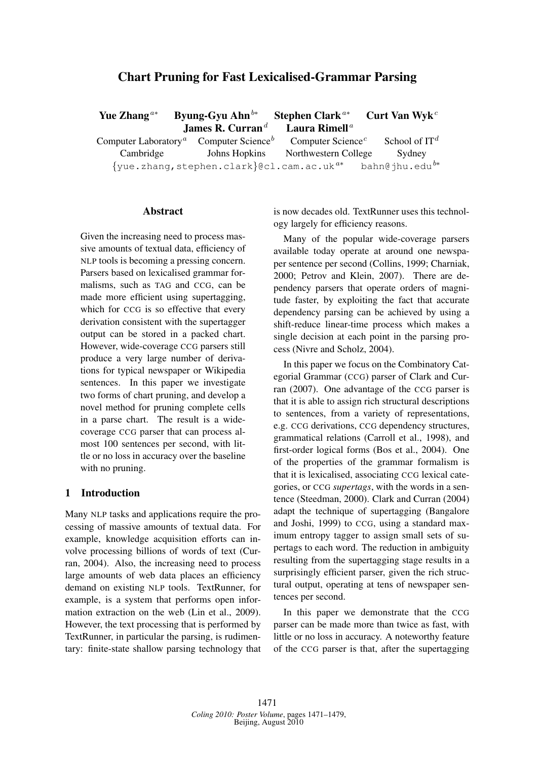# Chart Pruning for Fast Lexicalised-Grammar Parsing

**Yue Zhang**[a*] **Byung-Gyu Ahn**[b*] **Stephen Clark**[a*] **Curt Van Wyk**[c]
**James R. Curran**[d] **Laura Rimell**[a]

Computer Laboratory[a] Cambridge — Computer Science[b] Johns Hopkins — Computer Science[c] Northwestern College — School of IT[d] Sydney

{yue.zhang,stephen.clark}@cl.cam.ac.uk[a*] bahn@jhu.edu[b*]

## Abstract

Given the increasing need to process massive amounts of textual data, efficiency of NLP tools is becoming a pressing concern. Parsers based on lexicalised grammar formalisms, such as TAG and CCG, can be made more efficient using supertagging, which for CCG is so effective that every derivation consistent with the supertagger output can be stored in a packed chart. However, wide-coverage CCG parsers still produce a very large number of derivations for typical newspaper or Wikipedia sentences. In this paper we investigate two forms of chart pruning, and develop a novel method for pruning complete cells in a parse chart. The result is a wide-coverage CCG parser that can process almost 100 sentences per second, with little or no loss in accuracy over the baseline with no pruning.

## 1 Introduction

Many NLP tasks and applications require the processing of massive amounts of textual data. For example, knowledge acquisition efforts can involve processing billions of words of text (Curran, 2004). Also, the increasing need to process large amounts of web data places an efficiency demand on existing NLP tools. TextRunner, for example, is a system that performs open information extraction on the web (Lin et al., 2009). However, the text processing that is performed by TextRunner, in particular the parsing, is rudimentary: finite-state shallow parsing technology that is now decades old. TextRunner uses this technology largely for efficiency reasons.

Many of the popular wide-coverage parsers available today operate at around one newspaper sentence per second (Collins, 1999; Charniak, 2000; Petrov and Klein, 2007). There are dependency parsers that operate orders of magnitude faster, by exploiting the fact that accurate dependency parsing can be achieved by using a shift-reduce linear-time process which makes a single decision at each point in the parsing process (Nivre and Scholz, 2004).

In this paper we focus on the Combinatory Categorial Grammar (CCG) parser of Clark and Curran (2007). One advantage of the CCG parser is that it is able to assign rich structural descriptions to sentences, from a variety of representations, e.g. CCG derivations, CCG dependency structures, grammatical relations (Carroll et al., 1998), and first-order logical forms (Bos et al., 2004). One of the properties of the grammar formalism is that it is lexicalised, associating CCG lexical categories, or CCG *supertags*, with the words in a sentence (Steedman, 2000). Clark and Curran (2004) adapt the technique of supertagging (Bangalore and Joshi, 1999) to CCG, using a standard maximum entropy tagger to assign small sets of supertags to each word. The reduction in ambiguity resulting from the supertagging stage results in a surprisingly efficient parser, given the rich structural output, operating at tens of newspaper sentences per second.

In this paper we demonstrate that the CCG parser can be made more than twice as fast, with little or no loss in accuracy. A noteworthy feature of the CCG parser is that, after the supertagging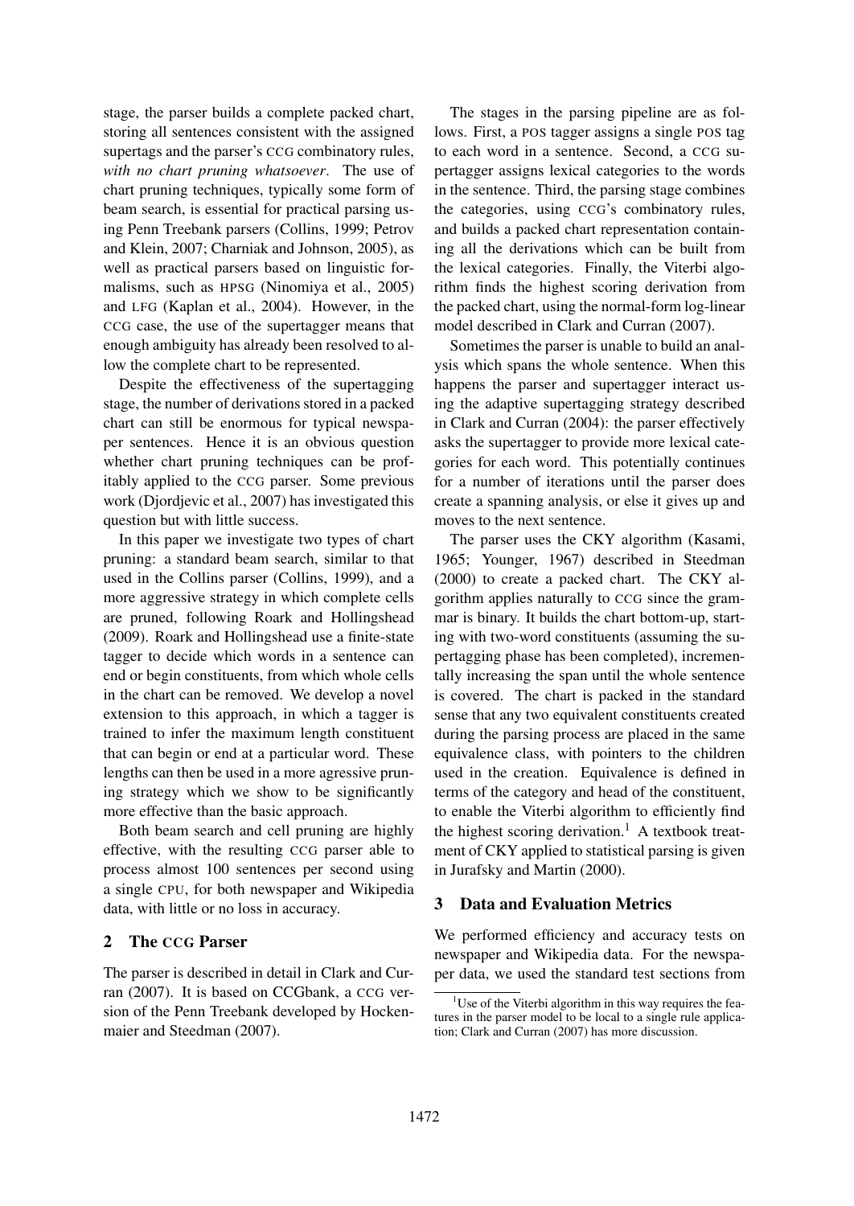stage, the parser builds a complete packed chart, storing all sentences consistent with the assigned supertags and the parser's CCG combinatory rules, *with no chart pruning whatsoever*. The use of chart pruning techniques, typically some form of beam search, is essential for practical parsing using Penn Treebank parsers (Collins, 1999; Petrov and Klein, 2007; Charniak and Johnson, 2005), as well as practical parsers based on linguistic formalisms, such as HPSG (Ninomiya et al., 2005) and LFG (Kaplan et al., 2004). However, in the CCG case, the use of the supertagger means that enough ambiguity has already been resolved to allow the complete chart to be represented.

Despite the effectiveness of the supertagging stage, the number of derivations stored in a packed chart can still be enormous for typical newspaper sentences. Hence it is an obvious question whether chart pruning techniques can be profitably applied to the CCG parser. Some previous work (Djordjevic et al., 2007) has investigated this question but with little success.

In this paper we investigate two types of chart pruning: a standard beam search, similar to that used in the Collins parser (Collins, 1999), and a more aggressive strategy in which complete cells are pruned, following Roark and Hollingshead (2009). Roark and Hollingshead use a finite-state tagger to decide which words in a sentence can end or begin constituents, from which whole cells in the chart can be removed. We develop a novel extension to this approach, in which a tagger is trained to infer the maximum length constituent that can begin or end at a particular word. These lengths can then be used in a more aggressive pruning strategy which we show to be significantly more effective than the basic approach.

Both beam search and cell pruning are highly effective, with the resulting CCG parser able to process almost 100 sentences per second using a single CPU, for both newspaper and Wikipedia data, with little or no loss in accuracy.

## 2 The CCG Parser

The parser is described in detail in Clark and Curran (2007). It is based on CCGbank, a CCG version of the Penn Treebank developed by Hockenmaier and Steedman (2007).

The stages in the parsing pipeline are as follows. First, a POS tagger assigns a single POS tag to each word in a sentence. Second, a CCG supertagger assigns lexical categories to the words in the sentence. Third, the parsing stage combines the categories, using CCG's combinatory rules, and builds a packed chart representation containing all the derivations which can be built from the lexical categories. Finally, the Viterbi algorithm finds the highest scoring derivation from the packed chart, using the normal-form log-linear model described in Clark and Curran (2007).

Sometimes the parser is unable to build an analysis which spans the whole sentence. When this happens the parser and supertagger interact using the adaptive supertagging strategy described in Clark and Curran (2004): the parser effectively asks the supertagger to provide more lexical categories for each word. This potentially continues for a number of iterations until the parser does create a spanning analysis, or else it gives up and moves to the next sentence.

The parser uses the CKY algorithm (Kasami, 1965; Younger, 1967) described in Steedman (2000) to create a packed chart. The CKY algorithm applies naturally to CCG since the grammar is binary. It builds the chart bottom-up, starting with two-word constituents (assuming the supertagging phase has been completed), incrementally increasing the span until the whole sentence is covered. The chart is packed in the standard sense that any two equivalent constituents created during the parsing process are placed in the same equivalence class, with pointers to the children used in the creation. Equivalence is defined in terms of the category and head of the constituent, to enable the Viterbi algorithm to efficiently find the highest scoring derivation.[1] A textbook treatment of CKY applied to statistical parsing is given in Jurafsky and Martin (2000).

## 3 Data and Evaluation Metrics

We performed efficiency and accuracy tests on newspaper and Wikipedia data. For the newspaper data, we used the standard test sections from

[1] Use of the Viterbi algorithm in this way requires the features in the parser model to be local to a single rule application; Clark and Curran (2007) has more discussion.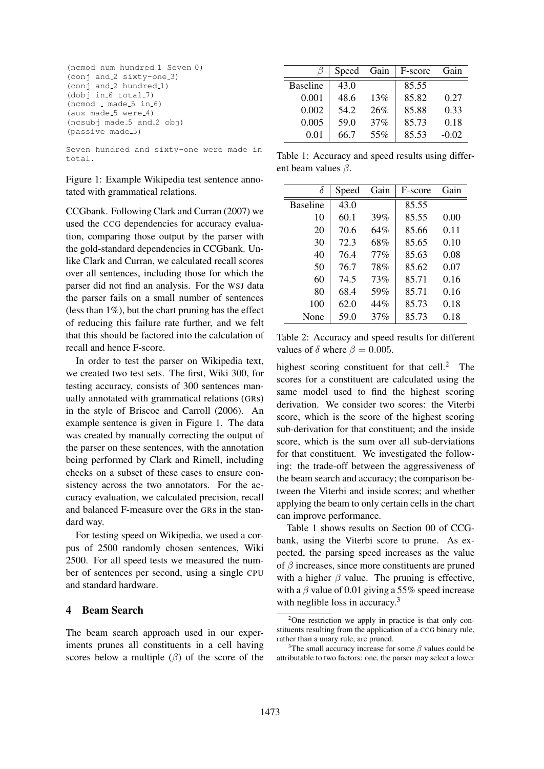```
(ncmod num hundred_1 Seven_0)
(conj and_2 sixty-one_3)
(conj and_2 hundred_1)
(dobj in_6 total_7)
(ncmod _ made_5 in_6)
(aux made_5 were_4)
(ncsubj made_5 and_2 obj)
(passive made_5)

Seven hundred and sixty-one were made in
total.
```

Figure 1: Example Wikipedia test sentence annotated with grammatical relations.

CCGbank. Following Clark and Curran (2007) we used the CCG dependencies for accuracy evaluation, comparing those output by the parser with the gold-standard dependencies in CCGbank. Unlike Clark and Curran, we calculated recall scores over all sentences, including those for which the parser did not find an analysis. For the WSJ data the parser fails on a small number of sentences (less than 1%), but the chart pruning has the effect of reducing this failure rate further, and we felt that this should be factored into the calculation of recall and hence F-score.

In order to test the parser on Wikipedia text, we created two test sets. The first, Wiki 300, for testing accuracy, consists of 300 sentences manually annotated with grammatical relations (GRs) in the style of Briscoe and Carroll (2006). An example sentence is given in Figure 1. The data was created by manually correcting the output of the parser on these sentences, with the annotation being performed by Clark and Rimell, including checks on a subset of these cases to ensure consistency across the two annotators. For the accuracy evaluation, we calculated precision, recall and balanced F-measure over the GRs in the standard way.

For testing speed on Wikipedia, we used a corpus of 2500 randomly chosen sentences, Wiki 2500. For all speed tests we measured the number of sentences per second, using a single CPU and standard hardware.

## 4 Beam Search

The beam search approach used in our experiments prunes all constituents in a cell having scores below a multiple ($\beta$) of the score of the highest scoring constituent for that cell.[2] The scores for a constituent are calculated using the same model used to find the highest scoring derivation. We consider two scores: the Viterbi score, which is the score of the highest scoring sub-derivation for that constituent; and the inside score, which is the sum over all sub-derviations for that constituent. We investigated the following: the trade-off between the aggressiveness of the beam search and accuracy; the comparison between the Viterbi and inside scores; and whether applying the beam to only certain cells in the chart can improve performance.

| $\beta$ | Speed | Gain | F-score | Gain |
|---|---|---|---|---|
| Baseline | 43.0 | | 85.55 | |
| 0.001 | 48.6 | 13% | 85.82 | 0.27 |
| 0.002 | 54.2 | 26% | 85.88 | 0.33 |
| 0.005 | 59.0 | 37% | 85.73 | 0.18 |
| 0.01 | 66.7 | 55% | 85.53 | -0.02 |

Table 1: Accuracy and speed results using different beam values $\beta$.

| $\delta$ | Speed | Gain | F-score | Gain |
|---|---|---|---|---|
| Baseline | 43.0 | | 85.55 | |
| 10 | 60.1 | 39% | 85.55 | 0.00 |
| 20 | 70.6 | 64% | 85.66 | 0.11 |
| 30 | 72.3 | 68% | 85.65 | 0.10 |
| 40 | 76.4 | 77% | 85.63 | 0.08 |
| 50 | 76.7 | 78% | 85.62 | 0.07 |
| 60 | 74.5 | 73% | 85.71 | 0.16 |
| 80 | 68.4 | 59% | 85.71 | 0.16 |
| 100 | 62.0 | 44% | 85.73 | 0.18 |
| None | 59.0 | 37% | 85.73 | 0.18 |

Table 2: Accuracy and speed results for different values of $\delta$ where $\beta = 0.005$.

Table 1 shows results on Section 00 of CCGbank, using the Viterbi score to prune. As expected, the parsing speed increases as the value of $\beta$ increases, since more constituents are pruned with a higher $\beta$ value. The pruning is effective, with a $\beta$ value of 0.01 giving a 55% speed increase with neglible loss in accuracy.[3]

[2] One restriction we apply in practice is that only constituents resulting from the application of a CCG binary rule, rather than a unary rule, are pruned.

[3] The small accuracy increase for some $\beta$ values could be attributable to two factors: one, the parser may select a lower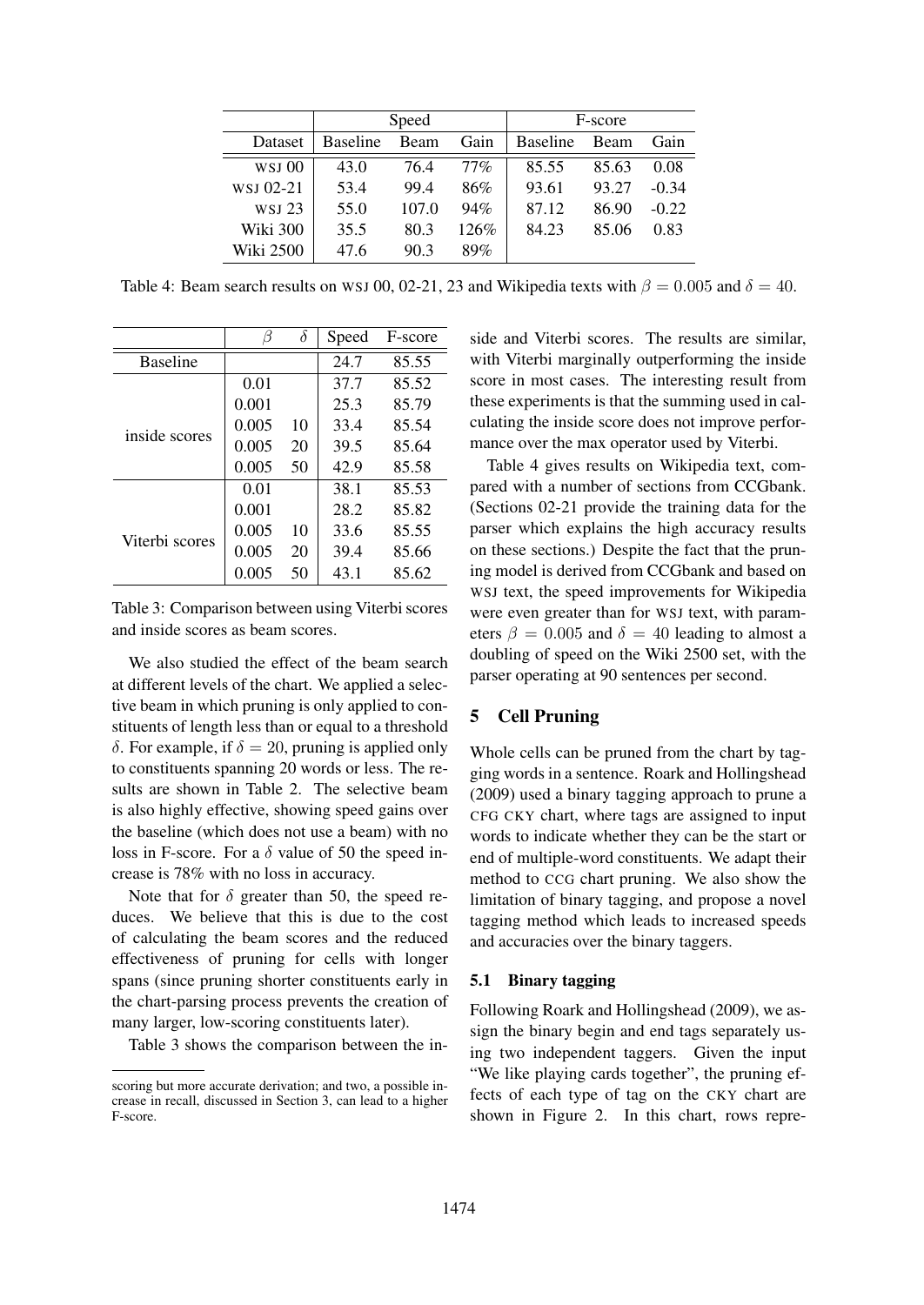| | Speed | | | F-score | | |
|---|---|---|---|---|---|---|
| Dataset | Baseline | Beam | Gain | Baseline | Beam | Gain |
| WSJ 00 | 43.0 | 76.4 | 77% | 85.55 | 85.63 | 0.08 |
| WSJ 02-21 | 53.4 | 99.4 | 86% | 93.61 | 93.27 | -0.34 |
| WSJ 23 | 55.0 | 107.0 | 94% | 87.12 | 86.90 | -0.22 |
| Wiki 300 | 35.5 | 80.3 | 126% | 84.23 | 85.06 | 0.83 |
| Wiki 2500 | 47.6 | 90.3 | 89% | | | |

Table 4: Beam search results on WSJ 00, 02-21, 23 and Wikipedia texts with $\beta = 0.005$ and $\delta = 40$.

| | $\beta$ | $\delta$ | Speed | F-score |
|---|---|---|---|---|
| Baseline | | | 24.7 | 85.55 |
| inside scores | 0.01 | | 37.7 | 85.52 |
| | 0.001 | | 25.3 | 85.79 |
| | 0.005 | 10 | 33.4 | 85.54 |
| | 0.005 | 20 | 39.5 | 85.64 |
| | 0.005 | 50 | 42.9 | 85.58 |
| Viterbi scores | 0.01 | | 38.1 | 85.53 |
| | 0.001 | | 28.2 | 85.82 |
| | 0.005 | 10 | 33.6 | 85.55 |
| | 0.005 | 20 | 39.4 | 85.66 |
| | 0.005 | 50 | 43.1 | 85.62 |

Table 3: Comparison between using Viterbi scores and inside scores as beam scores.

We also studied the effect of the beam search at different levels of the chart. We applied a selective beam in which pruning is only applied to constituents of length less than or equal to a threshold $\delta$. For example, if $\delta = 20$, pruning is applied only to constituents spanning 20 words or less. The results are shown in Table 2. The selective beam is also highly effective, showing speed gains over the baseline (which does not use a beam) with no loss in F-score. For a $\delta$ value of 50 the speed increase is 78% with no loss in accuracy.

Note that for $\delta$ greater than 50, the speed reduces. We believe that this is due to the cost of calculating the beam scores and the reduced effectiveness of pruning for cells with longer spans (since pruning shorter constituents early in the chart-parsing process prevents the creation of many larger, low-scoring constituents later).

Table 3 shows the comparison between the inside and Viterbi scores. The results are similar, with Viterbi marginally outperforming the inside score in most cases. The interesting result from these experiments is that the summing used in calculating the inside score does not improve performance over the max operator used by Viterbi.

Table 4 gives results on Wikipedia text, compared with a number of sections from CCGbank. (Sections 02-21 provide the training data for the parser which explains the high accuracy results on these sections.) Despite the fact that the pruning model is derived from CCGbank and based on WSJ text, the speed improvements for Wikipedia were even greater than for WSJ text, with parameters $\beta = 0.005$ and $\delta = 40$ leading to almost a doubling of speed on the Wiki 2500 set, with the parser operating at 90 sentences per second.

## 5 Cell Pruning

Whole cells can be pruned from the chart by tagging words in a sentence. Roark and Hollingshead (2009) used a binary tagging approach to prune a CFG CKY chart, where tags are assigned to input words to indicate whether they can be the start or end of multiple-word constituents. We adapt their method to CCG chart pruning. We also show the limitation of binary tagging, and propose a novel tagging method which leads to increased speeds and accuracies over the binary taggers.

### 5.1 Binary tagging

Following Roark and Hollingshead (2009), we assign the binary begin and end tags separately using two independent taggers. Given the input "We like playing cards together", the pruning effects of each type of tag on the CKY chart are shown in Figure 2. In this chart, rows repre-

scoring but more accurate derivation; and two, a possible increase in recall, discussed in Section 3, can lead to a higher F-score.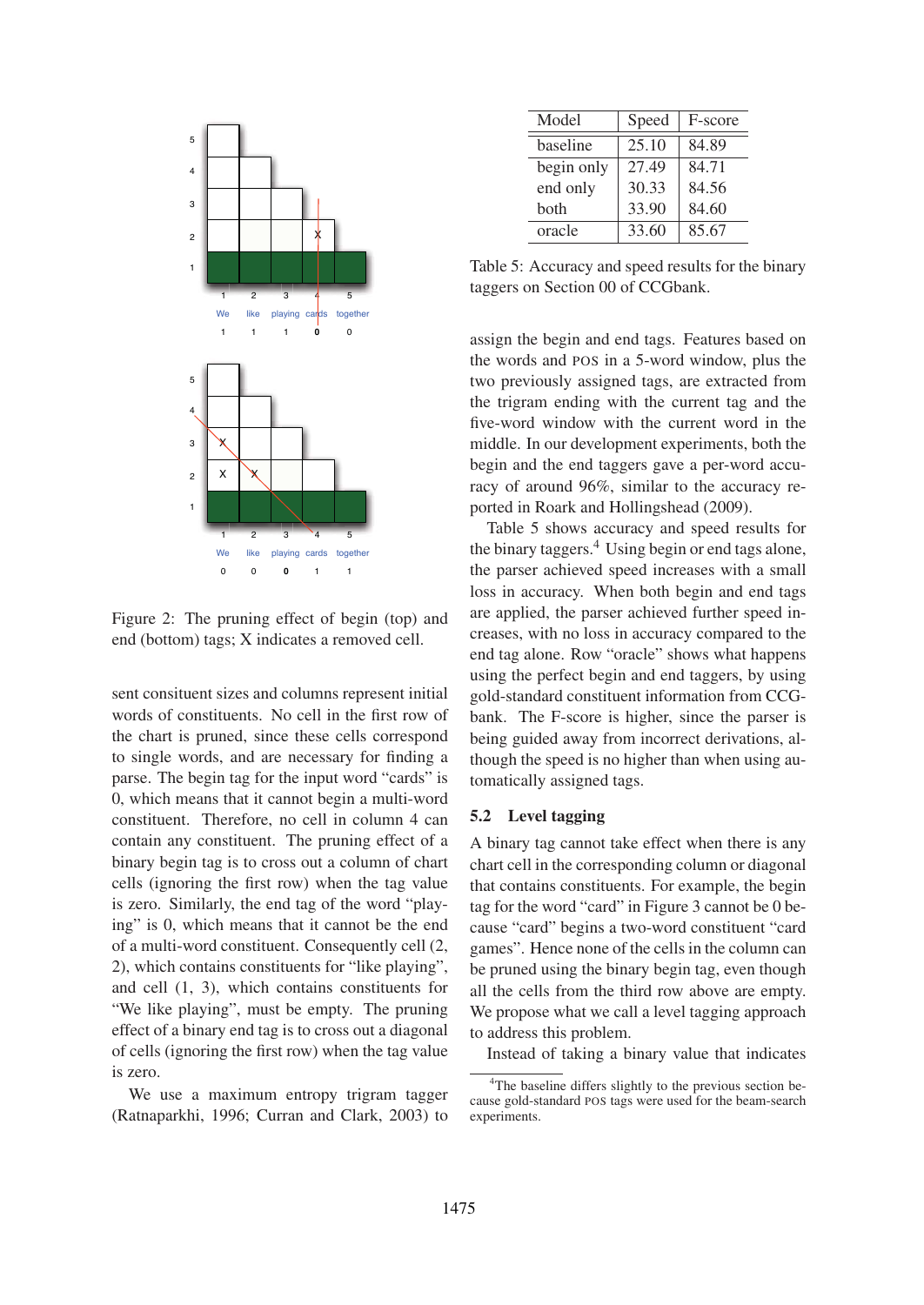Figure 2: The pruning effect of begin (top) and end (bottom) tags; X indicates a removed cell.

sent consituent sizes and columns represent initial words of constituents. No cell in the first row of the chart is pruned, since these cells correspond to single words, and are necessary for finding a parse. The begin tag for the input word "cards" is 0, which means that it cannot begin a multi-word constituent. Therefore, no cell in column 4 can contain any constituent. The pruning effect of a binary begin tag is to cross out a column of chart cells (ignoring the first row) when the tag value is zero. Similarly, the end tag of the word "playing" is 0, which means that it cannot be the end of a multi-word constituent. Consequently cell (2, 2), which contains constituents for "like playing", and cell (1, 3), which contains constituents for "We like playing", must be empty. The pruning effect of a binary end tag is to cross out a diagonal of cells (ignoring the first row) when the tag value is zero.

We use a maximum entropy trigram tagger (Ratnaparkhi, 1996; Curran and Clark, 2003) to assign the begin and end tags. Features based on the words and POS in a 5-word window, plus the two previously assigned tags, are extracted from the trigram ending with the current tag and the five-word window with the current word in the middle. In our development experiments, both the begin and the end taggers gave a per-word accuracy of around 96%, similar to the accuracy reported in Roark and Hollingshead (2009).

| Model | Speed | F-score |
|---|---|---|
| baseline | 25.10 | 84.89 |
| begin only | 27.49 | 84.71 |
| end only | 30.33 | 84.56 |
| both | 33.90 | 84.60 |
| oracle | 33.60 | 85.67 |

Table 5: Accuracy and speed results for the binary taggers on Section 00 of CCGbank.

Table 5 shows accuracy and speed results for the binary taggers.[4] Using begin or end tags alone, the parser achieved speed increases with a small loss in accuracy. When both begin and end tags are applied, the parser achieved further speed increases, with no loss in accuracy compared to the end tag alone. Row "oracle" shows what happens using the perfect begin and end taggers, by using gold-standard constituent information from CCGbank. The F-score is higher, since the parser is being guided away from incorrect derivations, although the speed is no higher than when using automatically assigned tags.

### 5.2 Level tagging

A binary tag cannot take effect when there is any chart cell in the corresponding column or diagonal that contains constituents. For example, the begin tag for the word "card" in Figure 3 cannot be 0 because "card" begins a two-word constituent "card games". Hence none of the cells in the column can be pruned using the binary begin tag, even though all the cells from the third row above are empty. We propose what we call a level tagging approach to address this problem.

Instead of taking a binary value that indicates

[4]The baseline differs slightly to the previous section because gold-standard POS tags were used for the beam-search experiments.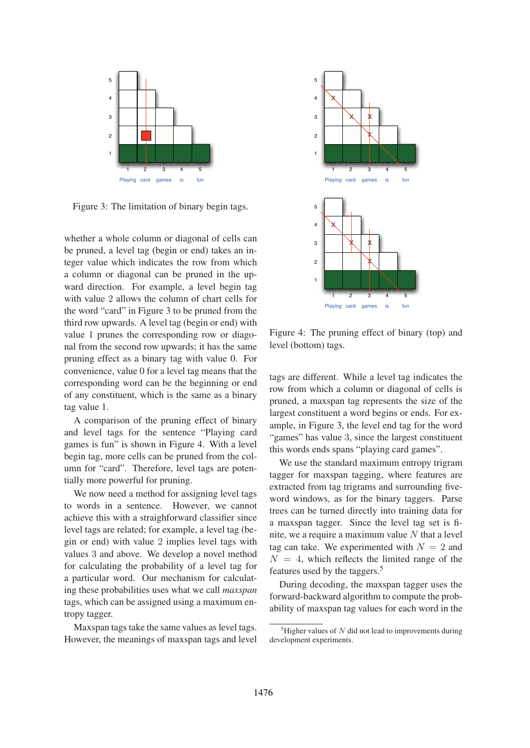Figure 3: The limitation of binary begin tags.

whether a whole column or diagonal of cells can be pruned, a level tag (begin or end) takes an integer value which indicates the row from which a column or diagonal can be pruned in the upward direction. For example, a level begin tag with value 2 allows the column of chart cells for the word "card" in Figure 3 to be pruned from the third row upwards. A level tag (begin or end) with value 1 prunes the corresponding row or diagonal from the second row upwards; it has the same pruning effect as a binary tag with value 0. For convenience, value 0 for a level tag means that the corresponding word can be the beginning or end of any constituent, which is the same as a binary tag value 1.

A comparison of the pruning effect of binary and level tags for the sentence "Playing card games is fun" is shown in Figure 4. With a level begin tag, more cells can be pruned from the column for "card". Therefore, level tags are potentially more powerful for pruning.

We now need a method for assigning level tags to words in a sentence. However, we cannot achieve this with a straighforward classifier since level tags are related; for example, a level tag (begin or end) with value 2 implies level tags with values 3 and above. We develop a novel method for calculating the probability of a level tag for a particular word. Our mechanism for calculating these probabilities uses what we call *maxspan* tags, which can be assigned using a maximum entropy tagger.

Maxspan tags take the same values as level tags. However, the meanings of maxspan tags and level

Figure 4: The pruning effect of binary (top) and level (bottom) tags.

tags are different. While a level tag indicates the row from which a column or diagonal of cells is pruned, a maxspan tag represents the size of the largest constituent a word begins or ends. For example, in Figure 3, the level end tag for the word "games" has value 3, since the largest constituent this words ends spans "playing card games".

We use the standard maximum entropy trigram tagger for maxspan tagging, where features are extracted from tag trigrams and surrounding five-word windows, as for the binary taggers. Parse trees can be turned directly into training data for a maxspan tagger. Since the level tag set is finite, we a require a maximum value $N$ that a level tag can take. We experimented with $N = 2$ and $N = 4$, which reflects the limited range of the features used by the taggers.[5]

During decoding, the maxspan tagger uses the forward-backward algorithm to compute the probability of maxspan tag values for each word in the

[5] Higher values of $N$ did not lead to improvements during development experiments.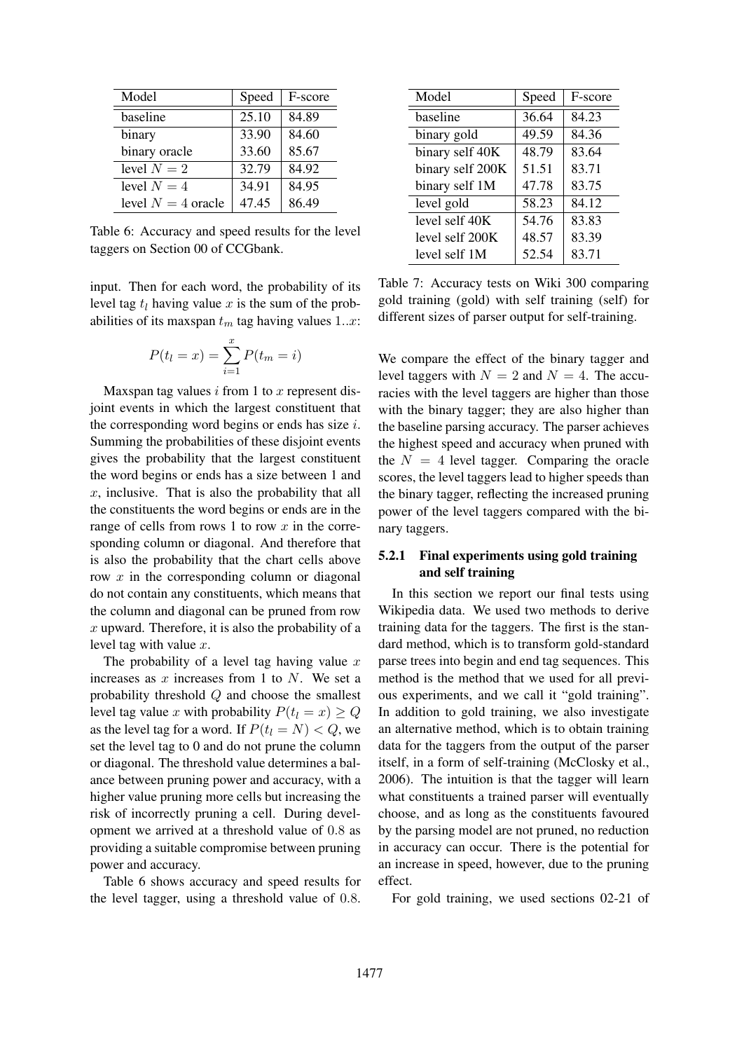| Model | Speed | F-score |
|---|---|---|
| baseline | 25.10 | 84.89 |
| binary | 33.90 | 84.60 |
| binary oracle | 33.60 | 85.67 |
| level $N = 2$ | 32.79 | 84.92 |
| level $N = 4$ | 34.91 | 84.95 |
| level $N = 4$ oracle | 47.45 | 86.49 |

Table 6: Accuracy and speed results for the level taggers on Section 00 of CCGbank.

input. Then for each word, the probability of its level tag $t_l$ having value $x$ is the sum of the probabilities of its maxspan $t_m$ tag having values $1..x$:

$$P(t_l = x) = \sum_{i=1}^{x} P(t_m = i)$$

Maxspan tag values $i$ from 1 to $x$ represent disjoint events in which the largest constituent that the corresponding word begins or ends has size $i$. Summing the probabilities of these disjoint events gives the probability that the largest constituent the word begins or ends has a size between 1 and $x$, inclusive. That is also the probability that all the constituents the word begins or ends are in the range of cells from rows 1 to row $x$ in the corresponding column or diagonal. And therefore that is also the probability that the chart cells above row $x$ in the corresponding column or diagonal do not contain any constituents, which means that the column and diagonal can be pruned from row $x$ upward. Therefore, it is also the probability of a level tag with value $x$.

The probability of a level tag having value $x$ increases as $x$ increases from 1 to $N$. We set a probability threshold $Q$ and choose the smallest level tag value $x$ with probability $P(t_l = x) \geq Q$ as the level tag for a word. If $P(t_l = N) < Q$, we set the level tag to 0 and do not prune the column or diagonal. The threshold value determines a balance between pruning power and accuracy, with a higher value pruning more cells but increasing the risk of incorrectly pruning a cell. During development we arrived at a threshold value of $0.8$ as providing a suitable compromise between pruning power and accuracy.

Table 6 shows accuracy and speed results for the level tagger, using a threshold value of $0.8$. We compare the effect of the binary tagger and level taggers with $N = 2$ and $N = 4$. The accuracies with the level taggers are higher than those with the binary tagger; they are also higher than the baseline parsing accuracy. The parser achieves the highest speed and accuracy when pruned with the $N = 4$ level tagger. Comparing the oracle scores, the level taggers lead to higher speeds than the binary tagger, reflecting the increased pruning power of the level taggers compared with the binary taggers.

| Model | Speed | F-score |
|---|---|---|
| baseline | 36.64 | 84.23 |
| binary gold | 49.59 | 84.36 |
| binary self 40K | 48.79 | 83.64 |
| binary self 200K | 51.51 | 83.71 |
| binary self 1M | 47.78 | 83.75 |
| level gold | 58.23 | 84.12 |
| level self 40K | 54.76 | 83.83 |
| level self 200K | 48.57 | 83.39 |
| level self 1M | 52.54 | 83.71 |

Table 7: Accuracy tests on Wiki 300 comparing gold training (gold) with self training (self) for different sizes of parser output for self-training.

#### 5.2.1 Final experiments using gold training and self training

In this section we report our final tests using Wikipedia data. We used two methods to derive training data for the taggers. The first is the standard method, which is to transform gold-standard parse trees into begin and end tag sequences. This method is the method that we used for all previous experiments, and we call it "gold training". In addition to gold training, we also investigate an alternative method, which is to obtain training data for the taggers from the output of the parser itself, in a form of self-training (McClosky et al., 2006). The intuition is that the tagger will learn what constituents a trained parser will eventually choose, and as long as the constituents favoured by the parsing model are not pruned, no reduction in accuracy can occur. There is the potential for an increase in speed, however, due to the pruning effect.

For gold training, we used sections 02-21 of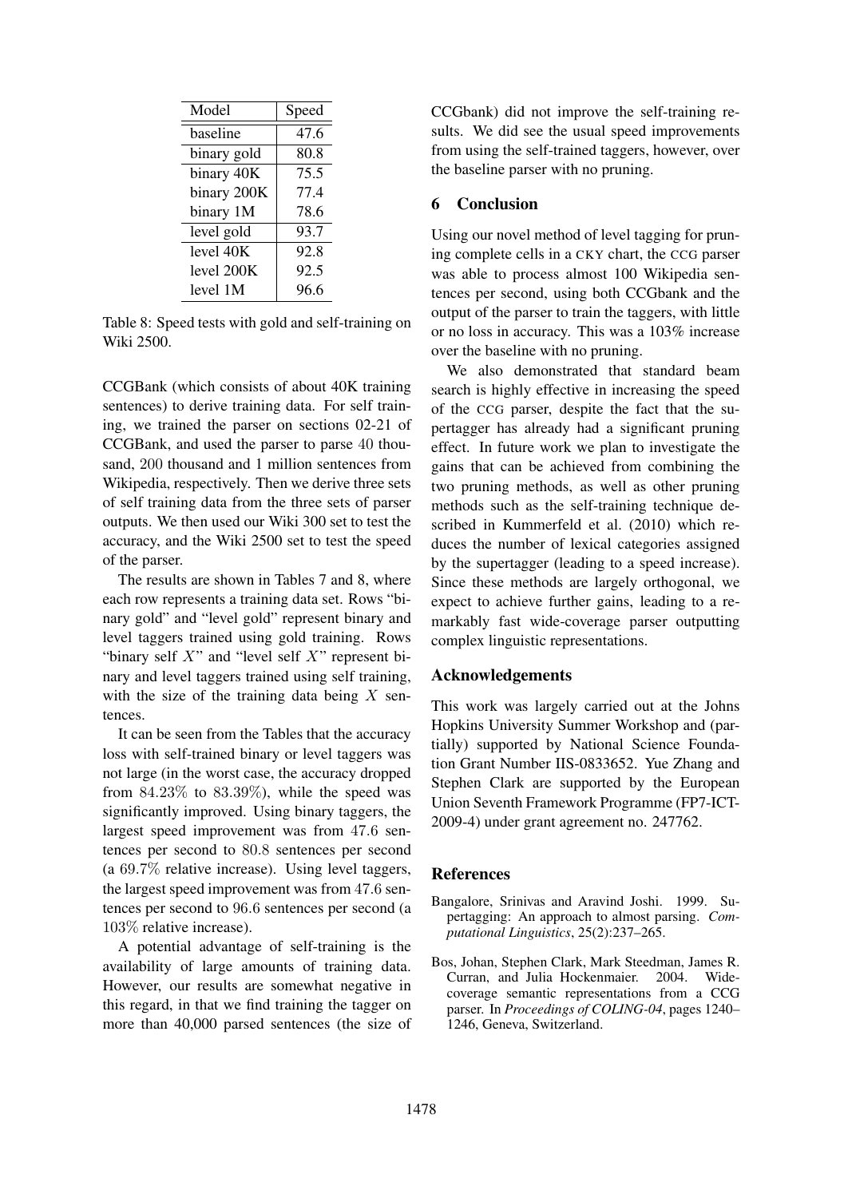| Model | Speed |
|---|---|
| baseline | 47.6 |
| binary gold | 80.8 |
| binary 40K | 75.5 |
| binary 200K | 77.4 |
| binary 1M | 78.6 |
| level gold | 93.7 |
| level 40K | 92.8 |
| level 200K | 92.5 |
| level 1M | 96.6 |

Table 8: Speed tests with gold and self-training on Wiki 2500.

CCGBank (which consists of about 40K training sentences) to derive training data. For self training, we trained the parser on sections 02-21 of CCGBank, and used the parser to parse 40 thousand, 200 thousand and 1 million sentences from Wikipedia, respectively. Then we derive three sets of self training data from the three sets of parser outputs. We then used our Wiki 300 set to test the accuracy, and the Wiki 2500 set to test the speed of the parser.

The results are shown in Tables 7 and 8, where each row represents a training data set. Rows "binary gold" and "level gold" represent binary and level taggers trained using gold training. Rows "binary self $X$" and "level self $X$" represent binary and level taggers trained using self training, with the size of the training data being $X$ sentences.

It can be seen from the Tables that the accuracy loss with self-trained binary or level taggers was not large (in the worst case, the accuracy dropped from 84.23% to 83.39%), while the speed was significantly improved. Using binary taggers, the largest speed improvement was from 47.6 sentences per second to 80.8 sentences per second (a 69.7% relative increase). Using level taggers, the largest speed improvement was from 47.6 sentences per second to 96.6 sentences per second (a 103% relative increase).

A potential advantage of self-training is the availability of large amounts of training data. However, our results are somewhat negative in this regard, in that we find training the tagger on more than 40,000 parsed sentences (the size of CCGbank) did not improve the self-training results. We did see the usual speed improvements from using the self-trained taggers, however, over the baseline parser with no pruning.

## 6 Conclusion

Using our novel method of level tagging for pruning complete cells in a CKY chart, the CCG parser was able to process almost 100 Wikipedia sentences per second, using both CCGbank and the output of the parser to train the taggers, with little or no loss in accuracy. This was a 103% increase over the baseline with no pruning.

We also demonstrated that standard beam search is highly effective in increasing the speed of the CCG parser, despite the fact that the supertagger has already had a significant pruning effect. In future work we plan to investigate the gains that can be achieved from combining the two pruning methods, as well as other pruning methods such as the self-training technique described in Kummerfeld et al. (2010) which reduces the number of lexical categories assigned by the supertagger (leading to a speed increase). Since these methods are largely orthogonal, we expect to achieve further gains, leading to a remarkably fast wide-coverage parser outputting complex linguistic representations.

## Acknowledgements

This work was largely carried out at the Johns Hopkins University Summer Workshop and (partially) supported by National Science Foundation Grant Number IIS-0833652. Yue Zhang and Stephen Clark are supported by the European Union Seventh Framework Programme (FP7-ICT-2009-4) under grant agreement no. 247762.

## References

Bangalore, Srinivas and Aravind Joshi. 1999. Supertagging: An approach to almost parsing. *Computational Linguistics*, 25(2):237–265.

Bos, Johan, Stephen Clark, Mark Steedman, James R. Curran, and Julia Hockenmaier. 2004. Wide-coverage semantic representations from a CCG parser. In *Proceedings of COLING-04*, pages 1240–1246, Geneva, Switzerland.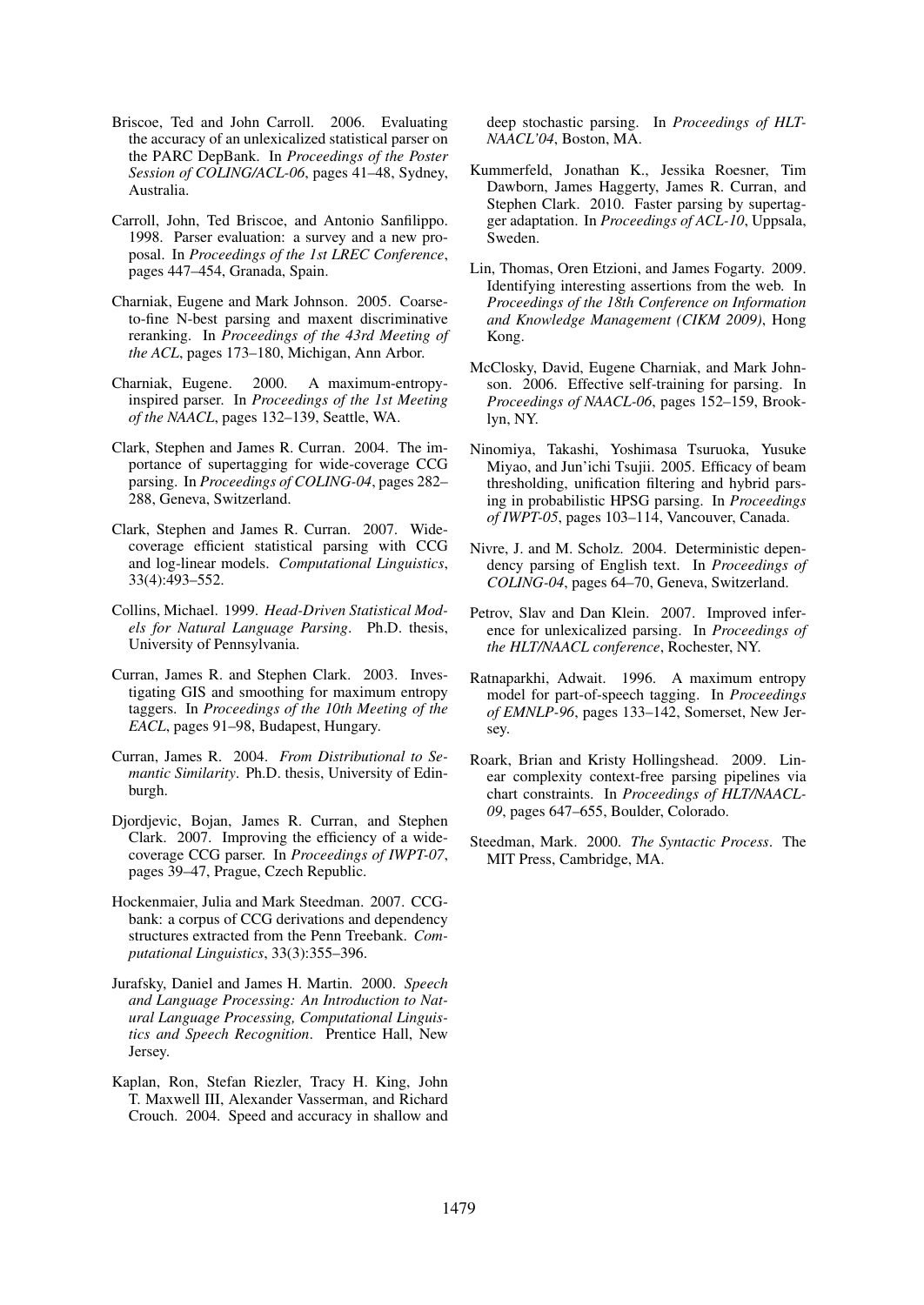Briscoe, Ted and John Carroll. 2006. Evaluating the accuracy of an unlexicalized statistical parser on the PARC DepBank. In *Proceedings of the Poster Session of COLING/ACL-06*, pages 41–48, Sydney, Australia.

Carroll, John, Ted Briscoe, and Antonio Sanfilippo. 1998. Parser evaluation: a survey and a new proposal. In *Proceedings of the 1st LREC Conference*, pages 447–454, Granada, Spain.

Charniak, Eugene and Mark Johnson. 2005. Coarse-to-fine N-best parsing and maxent discriminative reranking. In *Proceedings of the 43rd Meeting of the ACL*, pages 173–180, Michigan, Ann Arbor.

Charniak, Eugene. 2000. A maximum-entropy-inspired parser. In *Proceedings of the 1st Meeting of the NAACL*, pages 132–139, Seattle, WA.

Clark, Stephen and James R. Curran. 2004. The importance of supertagging for wide-coverage CCG parsing. In *Proceedings of COLING-04*, pages 282–288, Geneva, Switzerland.

Clark, Stephen and James R. Curran. 2007. Wide-coverage efficient statistical parsing with CCG and log-linear models. *Computational Linguistics*, 33(4):493–552.

Collins, Michael. 1999. *Head-Driven Statistical Models for Natural Language Parsing*. Ph.D. thesis, University of Pennsylvania.

Curran, James R. and Stephen Clark. 2003. Investigating GIS and smoothing for maximum entropy taggers. In *Proceedings of the 10th Meeting of the EACL*, pages 91–98, Budapest, Hungary.

Curran, James R. 2004. *From Distributional to Semantic Similarity*. Ph.D. thesis, University of Edinburgh.

Djordjevic, Bojan, James R. Curran, and Stephen Clark. 2007. Improving the efficiency of a wide-coverage CCG parser. In *Proceedings of IWPT-07*, pages 39–47, Prague, Czech Republic.

Hockenmaier, Julia and Mark Steedman. 2007. CCGbank: a corpus of CCG derivations and dependency structures extracted from the Penn Treebank. *Computational Linguistics*, 33(3):355–396.

Jurafsky, Daniel and James H. Martin. 2000. *Speech and Language Processing: An Introduction to Natural Language Processing, Computational Linguistics and Speech Recognition*. Prentice Hall, New Jersey.

Kaplan, Ron, Stefan Riezler, Tracy H. King, John T. Maxwell III, Alexander Vasserman, and Richard Crouch. 2004. Speed and accuracy in shallow and deep stochastic parsing. In *Proceedings of HLT-NAACL'04*, Boston, MA.

Kummerfeld, Jonathan K., Jessika Roesner, Tim Dawborn, James Haggerty, James R. Curran, and Stephen Clark. 2010. Faster parsing by supertagger adaptation. In *Proceedings of ACL-10*, Uppsala, Sweden.

Lin, Thomas, Oren Etzioni, and James Fogarty. 2009. Identifying interesting assertions from the web. In *Proceedings of the 18th Conference on Information and Knowledge Management (CIKM 2009)*, Hong Kong.

McClosky, David, Eugene Charniak, and Mark Johnson. 2006. Effective self-training for parsing. In *Proceedings of NAACL-06*, pages 152–159, Brooklyn, NY.

Ninomiya, Takashi, Yoshimasa Tsuruoka, Yusuke Miyao, and Jun'ichi Tsujii. 2005. Efficacy of beam thresholding, unification filtering and hybrid parsing in probabilistic HPSG parsing. In *Proceedings of IWPT-05*, pages 103–114, Vancouver, Canada.

Nivre, J. and M. Scholz. 2004. Deterministic dependency parsing of English text. In *Proceedings of COLING-04*, pages 64–70, Geneva, Switzerland.

Petrov, Slav and Dan Klein. 2007. Improved inference for unlexicalized parsing. In *Proceedings of the HLT/NAACL conference*, Rochester, NY.

Ratnaparkhi, Adwait. 1996. A maximum entropy model for part-of-speech tagging. In *Proceedings of EMNLP-96*, pages 133–142, Somerset, New Jersey.

Roark, Brian and Kristy Hollingshead. 2009. Linear complexity context-free parsing pipelines via chart constraints. In *Proceedings of HLT/NAACL-09*, pages 647–655, Boulder, Colorado.

Steedman, Mark. 2000. *The Syntactic Process*. The MIT Press, Cambridge, MA.